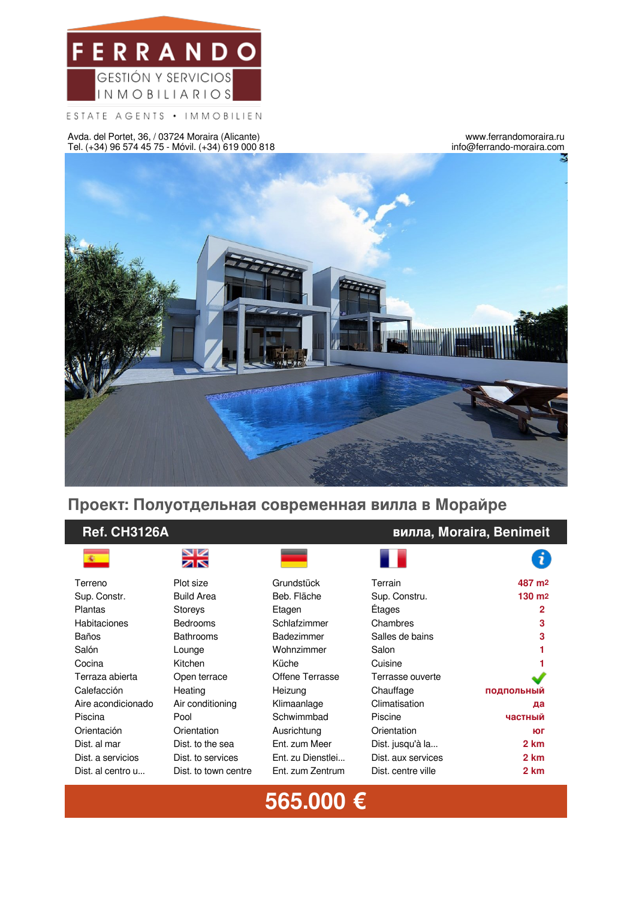# FERRANDO

GESTIÓN Y SERVICIOS INMOBILIARIOS

ESTATE AGENTS • IMMOBILIEN

Avda. del Portet, 36, / 03724 Moraira (Alicante)
Tel. (+34) 96 574 45 75 - Móvil. (+34) 619 000 818

www.ferrandomoraira.ru
info@ferrando-moraira.com

## Проект: Полуотдельная современная вилла в Морайре

**Ref. CH3126A** — **вилла, Moraira, Benimeit**

| Español | English | Deutsch | Français | Info |
|---|---|---|---|---|
| Terreno | Plot size | Grundstück | Terrain | **487 m2** |
| Sup. Constr. | Build Area | Beb. Fläche | Sup. Constru. | **130 m2** |
| Plantas | Storeys | Etagen | Étages | **2** |
| Habitaciones | Bedrooms | Schlafzimmer | Chambres | **3** |
| Baños | Bathrooms | Badezimmer | Salles de bains | **3** |
| Salón | Lounge | Wohnzimmer | Salon | **1** |
| Cocina | Kitchen | Küche | Cuisine | **1** |
| Terraza abierta | Open terrace | Offene Terrasse | Terrasse ouverte | ✓ |
| Calefacción | Heating | Heizung | Chauffage | **подпольный** |
| Aire acondicionado | Air conditioning | Klimaanlage | Climatisation | **да** |
| Piscina | Pool | Schwimmbad | Piscine | **частный** |
| Orientación | Orientation | Ausrichtung | Orientation | **юг** |
| Dist. al mar | Dist. to the sea | Ent. zum Meer | Dist. jusqu'à la... | **2 km** |
| Dist. a servicios | Dist. to services | Ent. zu Dienstlei... | Dist. aux services | **2 km** |
| Dist. al centro u... | Dist. to town centre | Ent. zum Zentrum | Dist. centre ville | **2 km** |

**565.000 €**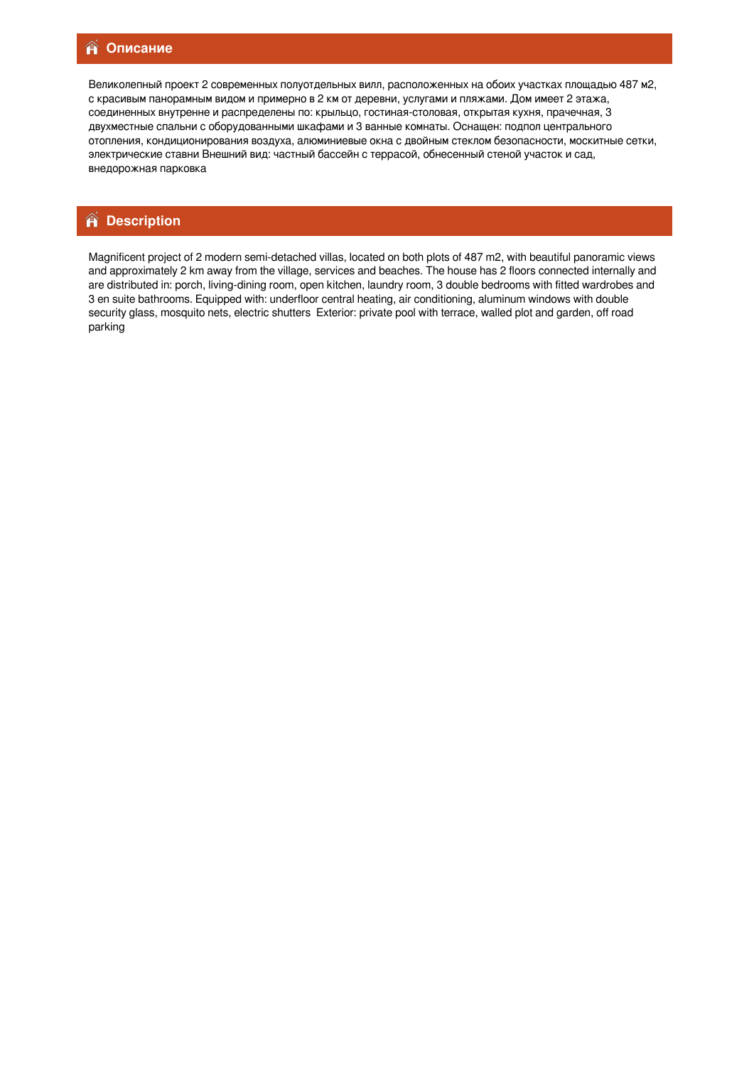## Описание

Великолепный проект 2 современных полуотдельных вилл, расположенных на обоих участках площадью 487 м2, с красивым панорамным видом и примерно в 2 км от деревни, услугами и пляжами. Дом имеет 2 этажа, соединенных внутренне и распределены по: крыльцо, гостиная-столовая, открытая кухня, прачечная, 3 двухместные спальни с оборудованными шкафами и 3 ванные комнаты. Оснащен: подпол центрального отопления, кондиционирования воздуха, алюминиевые окна с двойным стеклом безопасности, москитные сетки, электрические ставни Внешний вид: частный бассейн с террасой, обнесенный стеной участок и сад, внедорожная парковка

## Description

Magnificent project of 2 modern semi-detached villas, located on both plots of 487 m2, with beautiful panoramic views and approximately 2 km away from the village, services and beaches. The house has 2 floors connected internally and are distributed in: porch, living-dining room, open kitchen, laundry room, 3 double bedrooms with fitted wardrobes and 3 en suite bathrooms. Equipped with: underfloor central heating, air conditioning, aluminum windows with double security glass, mosquito nets, electric shutters  Exterior: private pool with terrace, walled plot and garden, off road parking